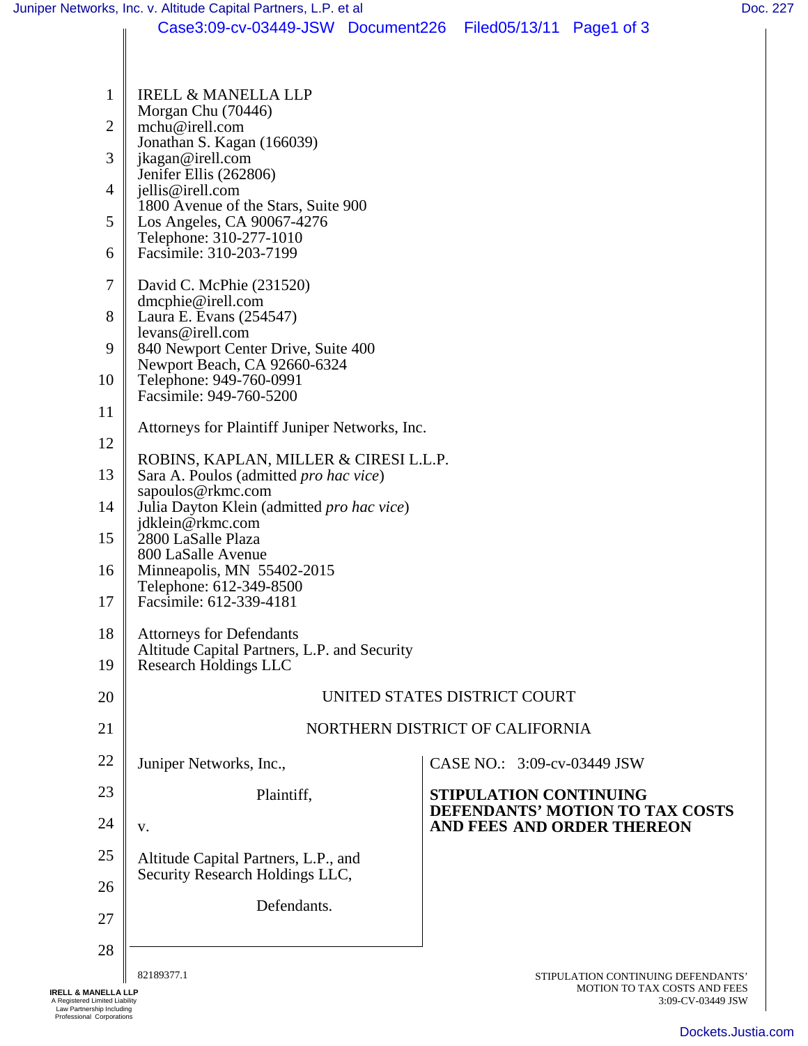IRELL & MANELLA LLP
Morgan Chu (70446)
mchu@irell.com
Jonathan S. Kagan (166039)
jkagan@irell.com
Jenifer Ellis (262806)
jellis@irell.com
1800 Avenue of the Stars, Suite 900
Los Angeles, CA 90067-4276
Telephone: 310-277-1010
Facsimile: 310-203-7199

David C. McPhie (231520)
dmcphie@irell.com
Laura E. Evans (254547)
levans@irell.com
840 Newport Center Drive, Suite 400
Newport Beach, CA 92660-6324
Telephone: 949-760-0991
Facsimile: 949-760-5200

Attorneys for Plaintiff Juniper Networks, Inc.

ROBINS, KAPLAN, MILLER & CIRESI L.L.P.
Sara A. Poulos (admitted *pro hac vice*)
sapoulos@rkmc.com
Julia Dayton Klein (admitted *pro hac vice*)
jdklein@rkmc.com
2800 LaSalle Plaza
800 LaSalle Avenue
Minneapolis, MN 55402-2015
Telephone: 612-349-8500
Facsimile: 612-339-4181

Attorneys for Defendants
Altitude Capital Partners, L.P. and Security Research Holdings LLC

UNITED STATES DISTRICT COURT

NORTHERN DISTRICT OF CALIFORNIA

| | |
|---|---|
| Juniper Networks, Inc.,<br><br>Plaintiff,<br><br>v.<br><br>Altitude Capital Partners, L.P., and Security Research Holdings LLC,<br><br>Defendants. | CASE NO.: 3:09-cv-03449 JSW<br><br>**STIPULATION CONTINUING DEFENDANTS' MOTION TO TAX COSTS AND FEES AND ORDER THEREON** |

82189377.1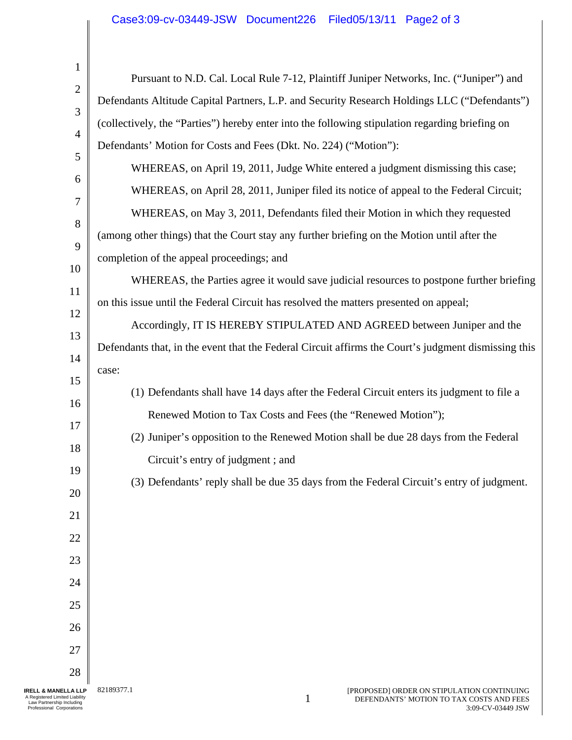Pursuant to N.D. Cal. Local Rule 7-12, Plaintiff Juniper Networks, Inc. ("Juniper") and Defendants Altitude Capital Partners, L.P. and Security Research Holdings LLC ("Defendants") (collectively, the "Parties") hereby enter into the following stipulation regarding briefing on Defendants' Motion for Costs and Fees (Dkt. No. 224) ("Motion"):

WHEREAS, on April 19, 2011, Judge White entered a judgment dismissing this case;

WHEREAS, on April 28, 2011, Juniper filed its notice of appeal to the Federal Circuit;

WHEREAS, on May 3, 2011, Defendants filed their Motion in which they requested (among other things) that the Court stay any further briefing on the Motion until after the completion of the appeal proceedings; and

WHEREAS, the Parties agree it would save judicial resources to postpone further briefing on this issue until the Federal Circuit has resolved the matters presented on appeal;

Accordingly, IT IS HEREBY STIPULATED AND AGREED between Juniper and the Defendants that, in the event that the Federal Circuit affirms the Court's judgment dismissing this case:

(1) Defendants shall have 14 days after the Federal Circuit enters its judgment to file a Renewed Motion to Tax Costs and Fees (the "Renewed Motion");

(2) Juniper's opposition to the Renewed Motion shall be due 28 days from the Federal Circuit's entry of judgment ; and

(3) Defendants' reply shall be due 35 days from the Federal Circuit's entry of judgment.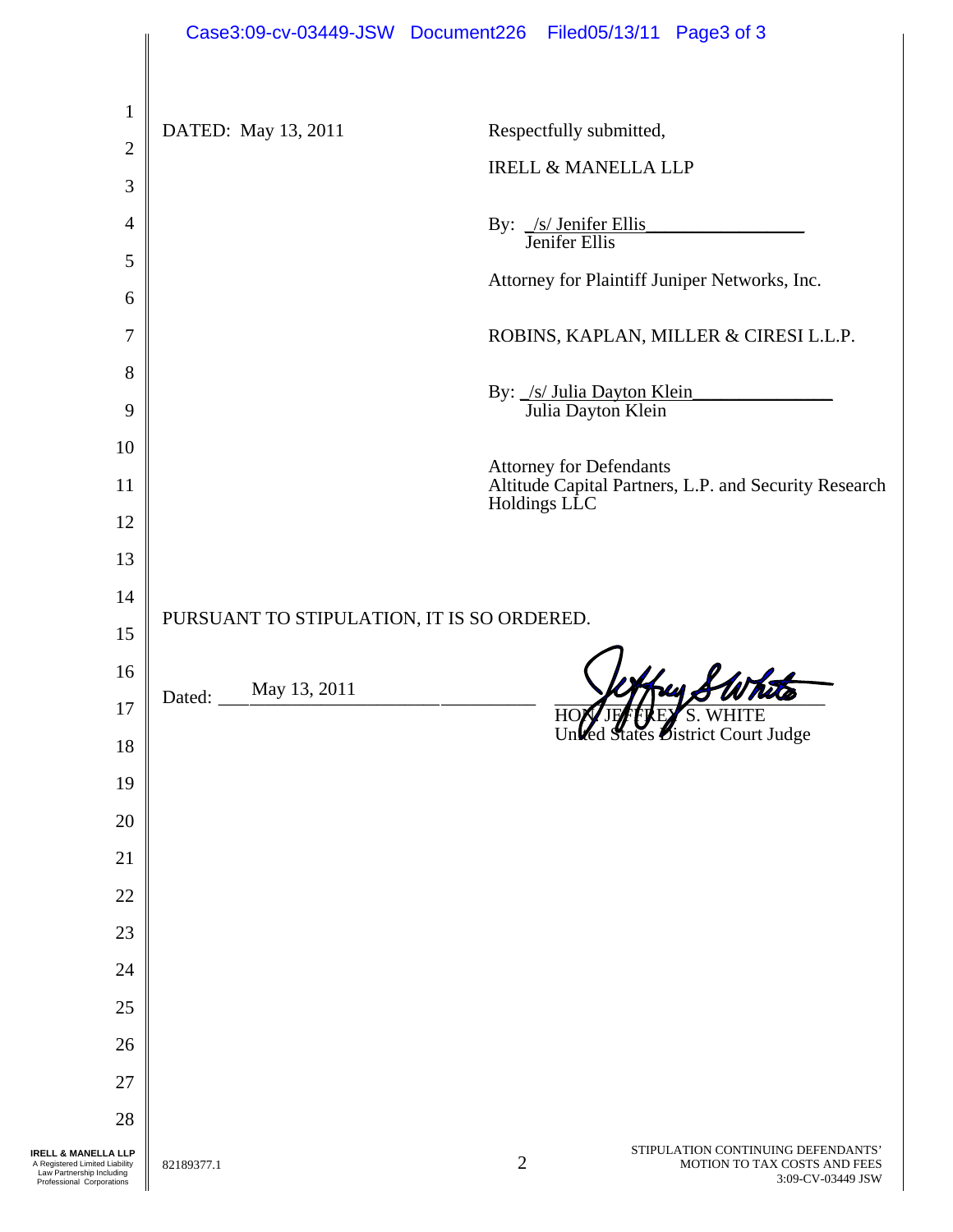DATED: May 13, 2011

Respectfully submitted,

IRELL & MANELLA LLP

By: /s/ Jenifer Ellis
Jenifer Ellis

Attorney for Plaintiff Juniper Networks, Inc.

ROBINS, KAPLAN, MILLER & CIRESI L.L.P.

By: /s/ Julia Dayton Klein
Julia Dayton Klein

Attorney for Defendants
Altitude Capital Partners, L.P. and Security Research Holdings LLC

PURSUANT TO STIPULATION, IT IS SO ORDERED.

Dated: May 13, 2011

HON. JEFFREY S. WHITE
United States District Court Judge

82189377.1

STIPULATION CONTINUING DEFENDANTS' MOTION TO TAX COSTS AND FEES
3:09-CV-03449 JSW